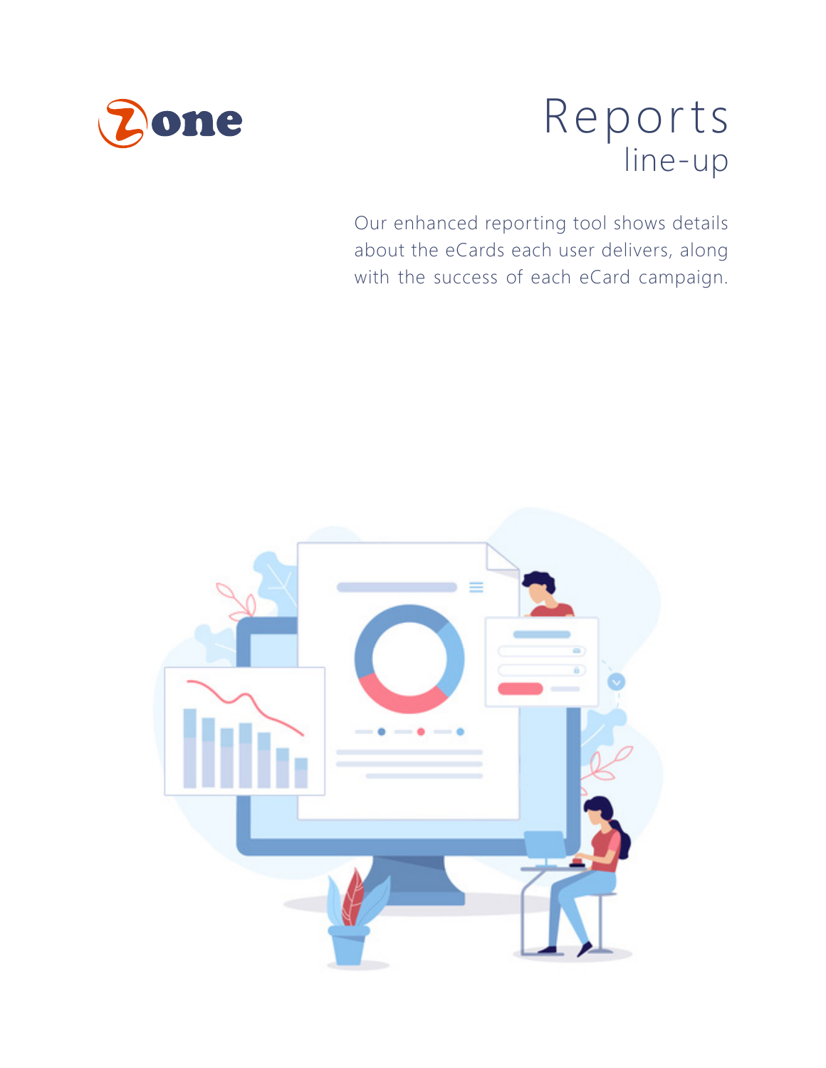Zone

# Reports
## line-up

Our enhanced reporting tool shows details about the eCards each user delivers, along with the success of each eCard campaign.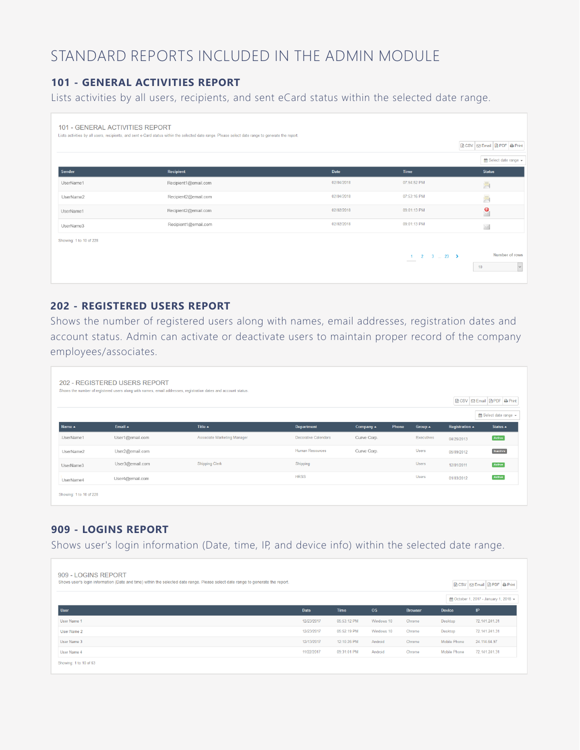# STANDARD REPORTS INCLUDED IN THE ADMIN MODULE

## 101 - GENERAL ACTIVITIES REPORT

Lists activities by all users, recipients, and sent eCard status within the selected date range.

### 101 - GENERAL ACTIVITIES REPORT

Lists activities by all users, recipients, and sent e-Card status within the selected date range. Please select date range to generate the report.

CSV | Email | PDF | Print

Select date range

| Sender | Recipient | Date | Time | Status |
|---|---|---|---|---|
| UserName1 | Recipient1@email.com | 02/04/2018 | 07:54:52 PM | |
| UserName2 | Recipient2@email.com | 02/04/2018 | 07:53:16 PM | |
| UserName1 | Recipient2@email.com | 02/02/2018 | 09:01:13 PM | |
| UserName3 | Recipient1@email.com | 02/02/2018 | 09:01:13 PM | |

Showing: 1 to 10 of 228

1 2 3 ... 23 >

Number of rows: 10

## 202 - REGISTERED USERS REPORT

Shows the number of registered users along with names, email addresses, registration dates and account status. Admin can activate or deactivate users to maintain proper record of the company employees/associates.

### 202 - REGISTERED USERS REPORT

Shows the number of registered users along with names, email addresses, registration dates and account status.

CSV | Email | PDF | Print

Select date range

| Name ▲ | Email ▲ | Title ▲ | Department | Company ▲ | Phone | Group ▲ | Registration ▲ | Status ▲ |
|---|---|---|---|---|---|---|---|---|
| UserName1 | User1@email.com | Associate Marketing Manager | Decorative Calendars | Curve Corp. | | Executives | 04/26/2013 | Active |
| UserName2 | User2@email.com | | Human Resources | Curve Corp. | | Users | 05/09/2012 | Inactive |
| UserName3 | User3@email.com | Shipping Clerk | Shipping | | | Users | 12/01/2011 | Active |
| UserName4 | User4@email.com | | HRSS | | | Users | 01/03/2012 | Active |

Showing: 1 to 10 of 228

## 909 - LOGINS REPORT

Shows user's login information (Date, time, IP, and device info) within the selected date range.

### 909 - LOGINS REPORT

Shows user's login information (Date and time) within the selected date range. Please select date range to generate the report.

CSV | Email | PDF | Print

October 1, 2017 - January 1, 2018

| User | Date | Time | OS | Browser | Device | IP |
|---|---|---|---|---|---|---|
| User Name 1 | 12/23/2017 | 05:53:12 PM | Windows 10 | Chrome | Desktop | 72.141.241.31 |
| User Name 2 | 12/23/2017 | 05:52:19 PM | Windows 10 | Chrome | Desktop | 72.141.241.31 |
| User Name 3 | 12/13/2017 | 12:10:26 PM | Android | Chrome | Mobile Phone | 24.114.64.97 |
| User Name 4 | 11/22/2017 | 09:31:01 PM | Android | Chrome | Mobile Phone | 72.141.241.31 |

Showing: 1 to 10 of 63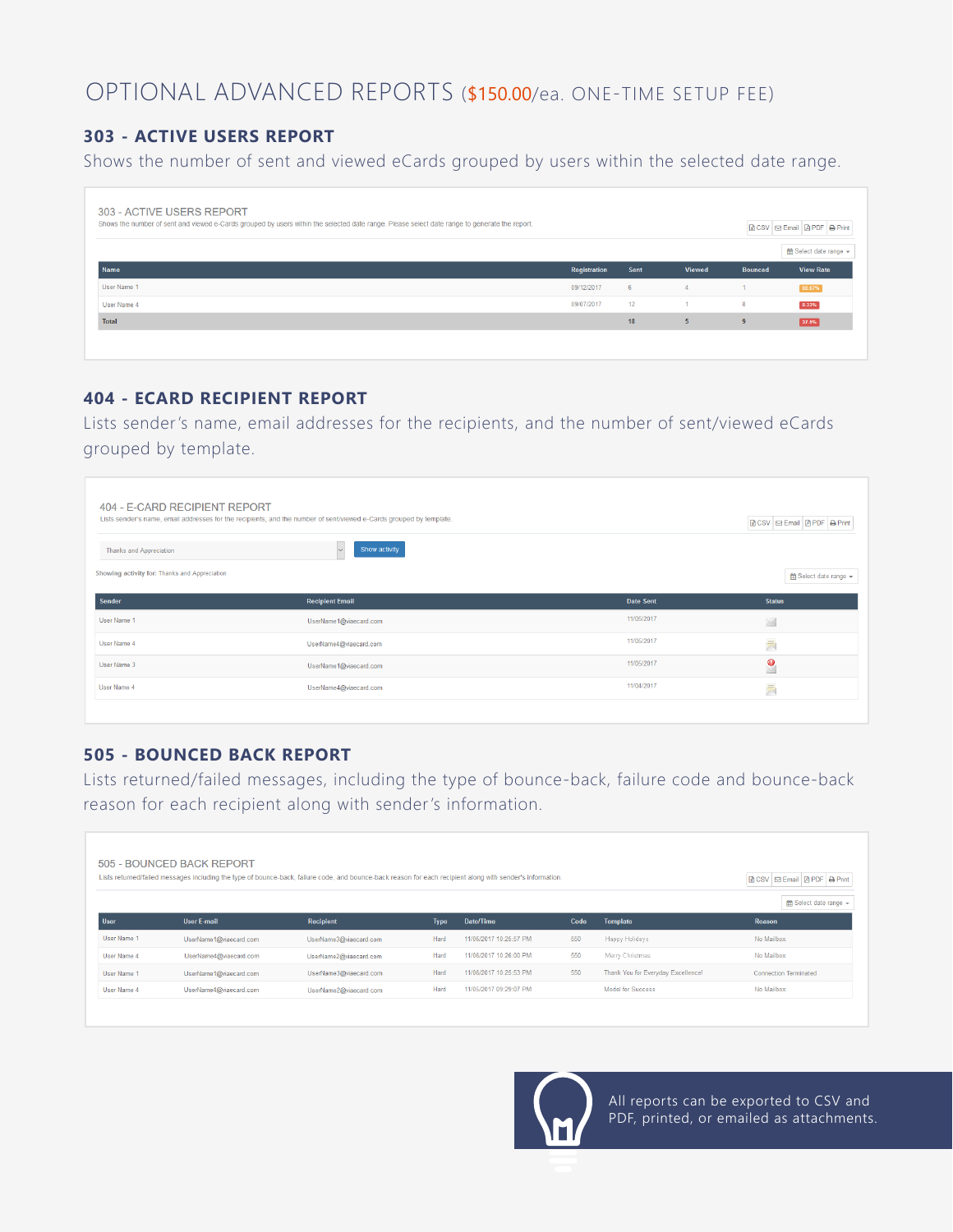# OPTIONAL ADVANCED REPORTS ($150.00/ea. ONE-TIME SETUP FEE)

## 303 - ACTIVE USERS REPORT

Shows the number of sent and viewed eCards grouped by users within the selected date range.

303 - ACTIVE USERS REPORT

Shows the number of sent and viewed e-Cards grouped by users within the selected date range. Please select date range to generate the report.

CSV | Email | PDF | Print

Select date range

| Name | Registration | Sent | Viewed | Bounced | View Rate |
|---|---|---|---|---|---|
| User Name 1 | 09/12/2017 | 6 | 4 | 1 | 66.67% |
| User Name 4 | 09/07/2017 | 12 | 1 | 8 | 8.33% |
| Total | | 18 | 5 | 9 | 27.9% |

## 404 - ECARD RECIPIENT REPORT

Lists sender's name, email addresses for the recipients, and the number of sent/viewed eCards grouped by template.

404 - E-CARD RECIPIENT REPORT

Lists sender's name, email addresses for the recipients, and the number of sent/viewed e-Cards grouped by template.

CSV | Email | PDF | Print

Thanks and Appreciation | Show activity

Showing activity for: Thanks and Appreciation

Select date range

| Sender | Recipient Email | Date Sent | Status |
|---|---|---|---|
| User Name 1 | UserName1@viaecard.com | 11/05/2017 | |
| User Name 4 | UserName4@viaecard.com | 11/05/2017 | |
| User Name 3 | UserName1@viaecard.com | 11/05/2017 | |
| User Name 4 | UserName4@viaecard.com | 11/04/2017 | |

## 505 - BOUNCED BACK REPORT

Lists returned/failed messages, including the type of bounce-back, failure code and bounce-back reason for each recipient along with sender's information.

505 - BOUNCED BACK REPORT

Lists returned/failed messages including the type of bounce-back, failure code, and bounce-back reason for each recipient along with sender's information.

CSV | Email | PDF | Print

Select date range

| User | User E-mail | Recipient | Type | Date/Time | Code | Template | Reason |
|---|---|---|---|---|---|---|---|
| User Name 1 | UserName1@viaecard.com | UserName3@viaecard.com | Hard | 11/06/2017 10:26:57 PM | 550 | Happy Holidays | No Mailbox |
| User Name 4 | UserName4@viaecard.com | UserName2@viaecard.com | Hard | 11/06/2017 10:26:00 PM | 550 | Merry Christmas | No Mailbox |
| User Name 1 | UserName1@viaecard.com | UserName3@viaecard.com | Hard | 11/06/2017 10:25:53 PM | 550 | Thank You for Everyday Excellence! | Connection Terminated |
| User Name 4 | UserName4@viaecard.com | UserName2@viaecard.com | Hard | 11/05/2017 09:29:07 PM | | Model for Success | No Mailbox |

All reports can be exported to CSV and PDF, printed, or emailed as attachments.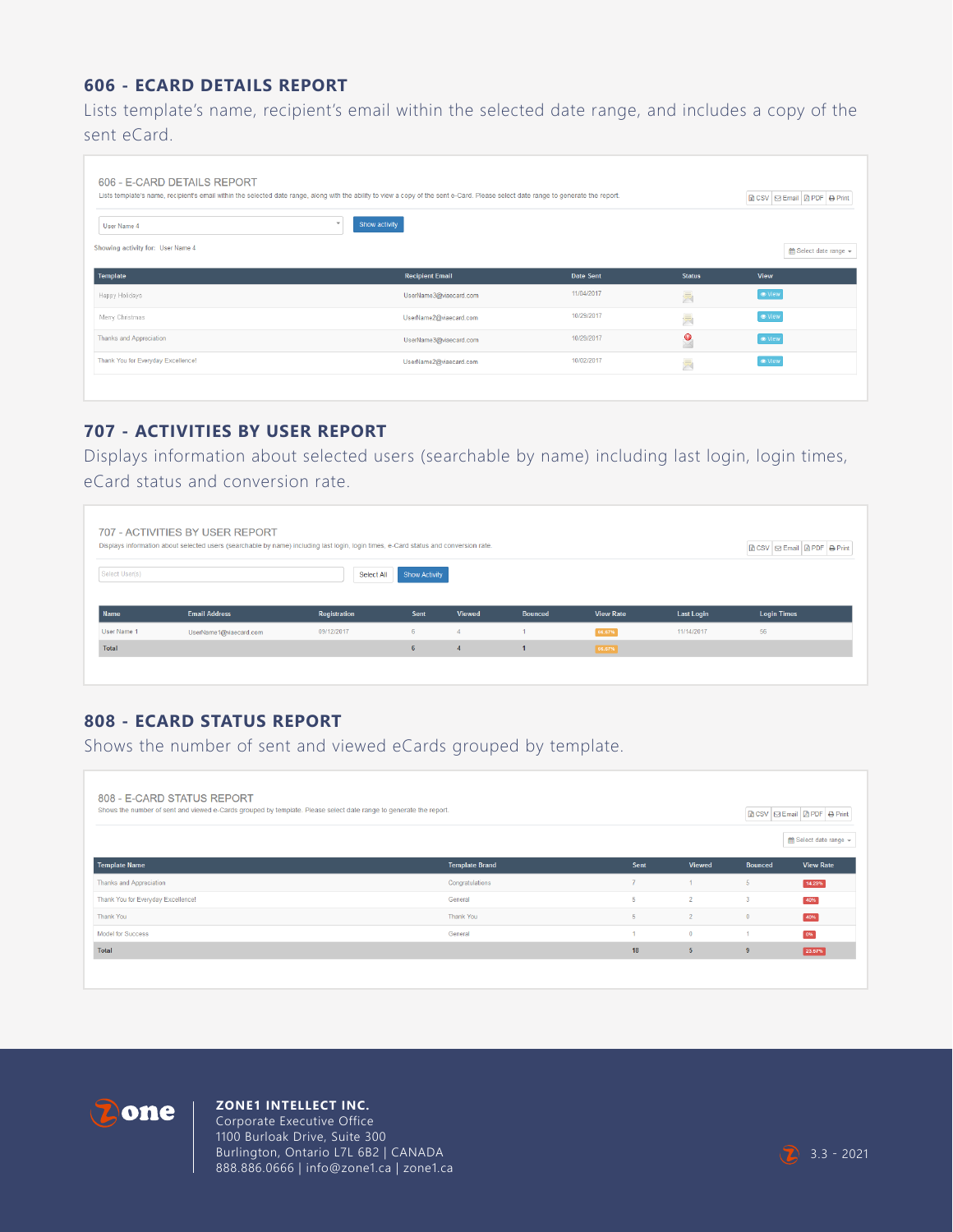## 606 - ECARD DETAILS REPORT

Lists template's name, recipient's email within the selected date range, and includes a copy of the sent eCard.

606 - E-CARD DETAILS REPORT

Lists template's name, recipient's email within the selected date range, along with the ability to view a copy of the sent e-Card. Please select date range to generate the report.

CSV | Email | PDF | Print

User Name 4 | Show activity

Showing activity for: User Name 4

Select date range

| Template | Recipient Email | Date Sent | Status | View |
|---|---|---|---|---|
| Happy Holidays | UserName3@viaecard.com | 11/04/2017 | | View |
| Merry Christmas | UserName2@viaecard.com | 10/29/2017 | | View |
| Thanks and Appreciation | UserName3@viaecard.com | 10/29/2017 | | View |
| Thank You for Everyday Excellence! | UserName2@viaecard.com | 10/02/2017 | | View |

## 707 - ACTIVITIES BY USER REPORT

Displays information about selected users (searchable by name) including last login, login times, eCard status and conversion rate.

707 - ACTIVITIES BY USER REPORT

Displays information about selected users (searchable by name) including last login, login times, e-Card status and conversion rate.

CSV | Email | PDF | Print

Select User(s) | Select All | Show Activity

| Name | Email Address | Registration | Sent | Viewed | Bounced | View Rate | Last Login | Login Times |
|---|---|---|---|---|---|---|---|---|
| User Name 1 | UserName1@viaecard.com | 09/12/2017 | 6 | 4 | 1 | 66.67% | 11/14/2017 | 56 |
| Total | | | 6 | 4 | 1 | 66.67% | | |

## 808 - ECARD STATUS REPORT

Shows the number of sent and viewed eCards grouped by template.

808 - E-CARD STATUS REPORT

Shows the number of sent and viewed e-Cards grouped by template. Please select date range to generate the report.

CSV | Email | PDF | Print

Select date range

| Template Name | Template Brand | Sent | Viewed | Bounced | View Rate |
|---|---|---|---|---|---|
| Thanks and Appreciation | Congratulations | 7 | 1 | 5 | 14.29% |
| Thank You for Everyday Excellence! | General | 5 | 2 | 3 | 40% |
| Thank You | Thank You | 5 | 2 | 0 | 40% |
| Model for Success | General | 1 | 0 | 1 | 0% |
| Total | | 18 | 5 | 9 | 23.87% |

**ZONE1 INTELLECT INC.**
Corporate Executive Office
1100 Burloak Drive, Suite 300
Burlington, Ontario L7L 6B2 | CANADA
888.886.0666 | info@zone1.ca | zone1.ca

3.3 - 2021